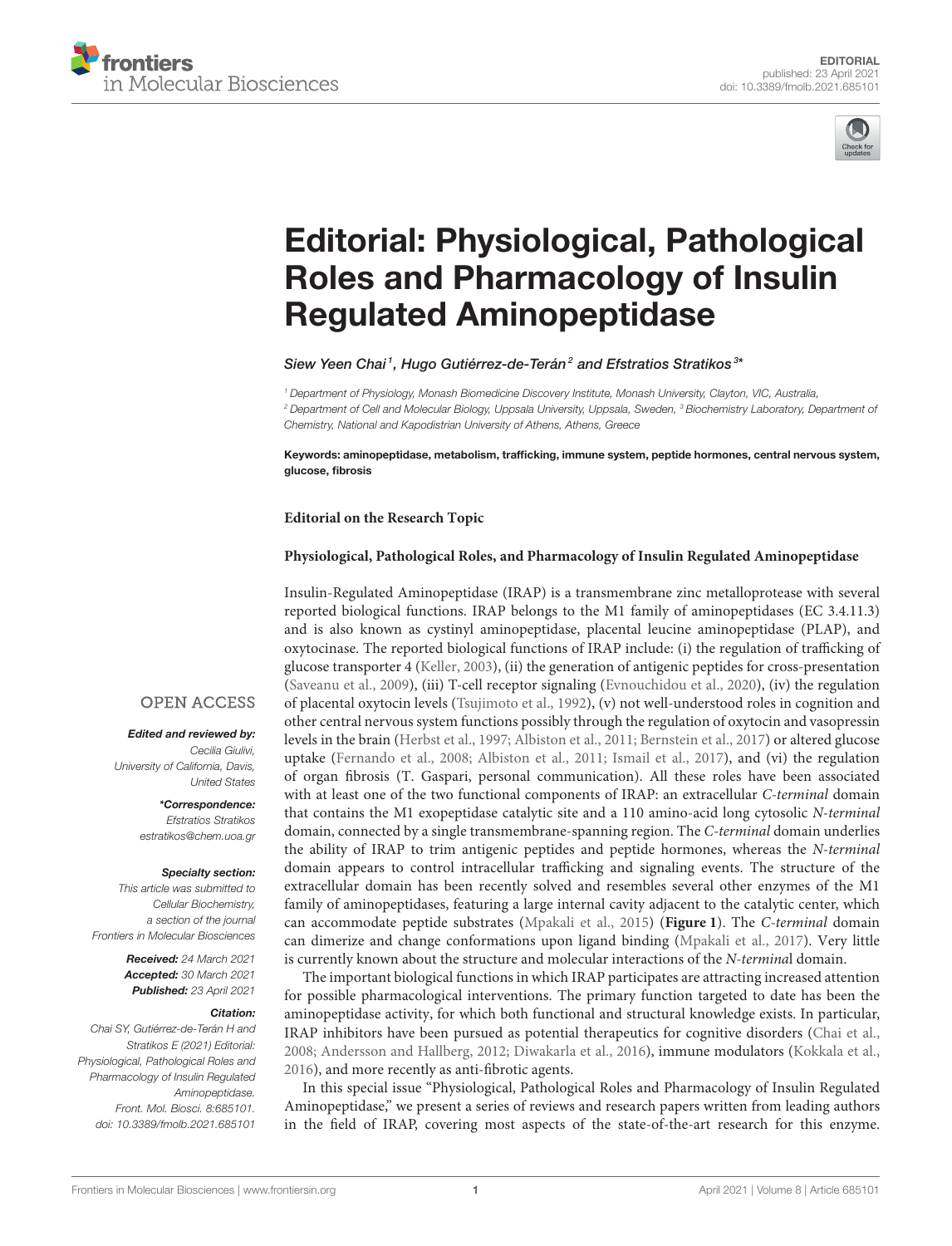# Editorial: Physiological, Pathological Roles and Pharmacology of Insulin Regulated Aminopeptidase

*Siew Yeen Chai[1], Hugo Gutiérrez-de-Terán[2] and Efstratios Stratikos[3]\**

[1] Department of Physiology, Monash Biomedicine Discovery Institute, Monash University, Clayton, VIC, Australia, [2] Department of Cell and Molecular Biology, Uppsala University, Uppsala, Sweden, [3] Biochemistry Laboratory, Department of Chemistry, National and Kapodistrian University of Athens, Athens, Greece

**Keywords: aminopeptidase, metabolism, trafficking, immune system, peptide hormones, central nervous system, glucose, fibrosis**

OPEN ACCESS

***Edited and reviewed by:***
*Cecilia Giulivi,*
*University of California, Davis, United States*

***\*Correspondence:***
*Efstratios Stratikos*
*estratikos@chem.uoa.gr*

***Specialty section:***
*This article was submitted to Cellular Biochemistry, a section of the journal Frontiers in Molecular Biosciences*

***Received:*** *24 March 2021*
***Accepted:*** *30 March 2021*
***Published:*** *23 April 2021*

***Citation:***
*Chai SY, Gutiérrez-de-Terán H and Stratikos E (2021) Editorial: Physiological, Pathological Roles and Pharmacology of Insulin Regulated Aminopeptidase. Front. Mol. Biosci. 8:685101. doi: 10.3389/fmolb.2021.685101*

**Editorial on the Research Topic**

**Physiological, Pathological Roles, and Pharmacology of Insulin Regulated Aminopeptidase**

Insulin-Regulated Aminopeptidase (IRAP) is a transmembrane zinc metalloprotease with several reported biological functions. IRAP belongs to the M1 family of aminopeptidases (EC 3.4.11.3) and is also known as cystinyl aminopeptidase, placental leucine aminopeptidase (PLAP), and oxytocinase. The reported biological functions of IRAP include: (i) the regulation of trafficking of glucose transporter 4 (Keller, 2003), (ii) the generation of antigenic peptides for cross-presentation (Saveanu et al., 2009), (iii) T-cell receptor signaling (Evnouchidou et al., 2020), (iv) the regulation of placental oxytocin levels (Tsujimoto et al., 1992), (v) not well-understood roles in cognition and other central nervous system functions possibly through the regulation of oxytocin and vasopressin levels in the brain (Herbst et al., 1997; Albiston et al., 2011; Bernstein et al., 2017) or altered glucose uptake (Fernando et al., 2008; Albiston et al., 2011; Ismail et al., 2017), and (vi) the regulation of organ fibrosis (T. Gaspari, personal communication). All these roles have been associated with at least one of the two functional components of IRAP: an extracellular *C-terminal* domain that contains the M1 exopeptidase catalytic site and a 110 amino-acid long cytosolic *N-terminal* domain, connected by a single transmembrane-spanning region. The *C-terminal* domain underlies the ability of IRAP to trim antigenic peptides and peptide hormones, whereas the *N-terminal* domain appears to control intracellular trafficking and signaling events. The structure of the extracellular domain has been recently solved and resembles several other enzymes of the M1 family of aminopeptidases, featuring a large internal cavity adjacent to the catalytic center, which can accommodate peptide substrates (Mpakali et al., 2015) (**Figure 1**). The *C-terminal* domain can dimerize and change conformations upon ligand binding (Mpakali et al., 2017). Very little is currently known about the structure and molecular interactions of the *N-terminal* domain.

The important biological functions in which IRAP participates are attracting increased attention for possible pharmacological interventions. The primary function targeted to date has been the aminopeptidase activity, for which both functional and structural knowledge exists. In particular, IRAP inhibitors have been pursued as potential therapeutics for cognitive disorders (Chai et al., 2008; Andersson and Hallberg, 2012; Diwakarla et al., 2016), immune modulators (Kokkala et al., 2016), and more recently as anti-fibrotic agents.

In this special issue "Physiological, Pathological Roles and Pharmacology of Insulin Regulated Aminopeptidase," we present a series of reviews and research papers written from leading authors in the field of IRAP, covering most aspects of the state-of-the-art research for this enzyme.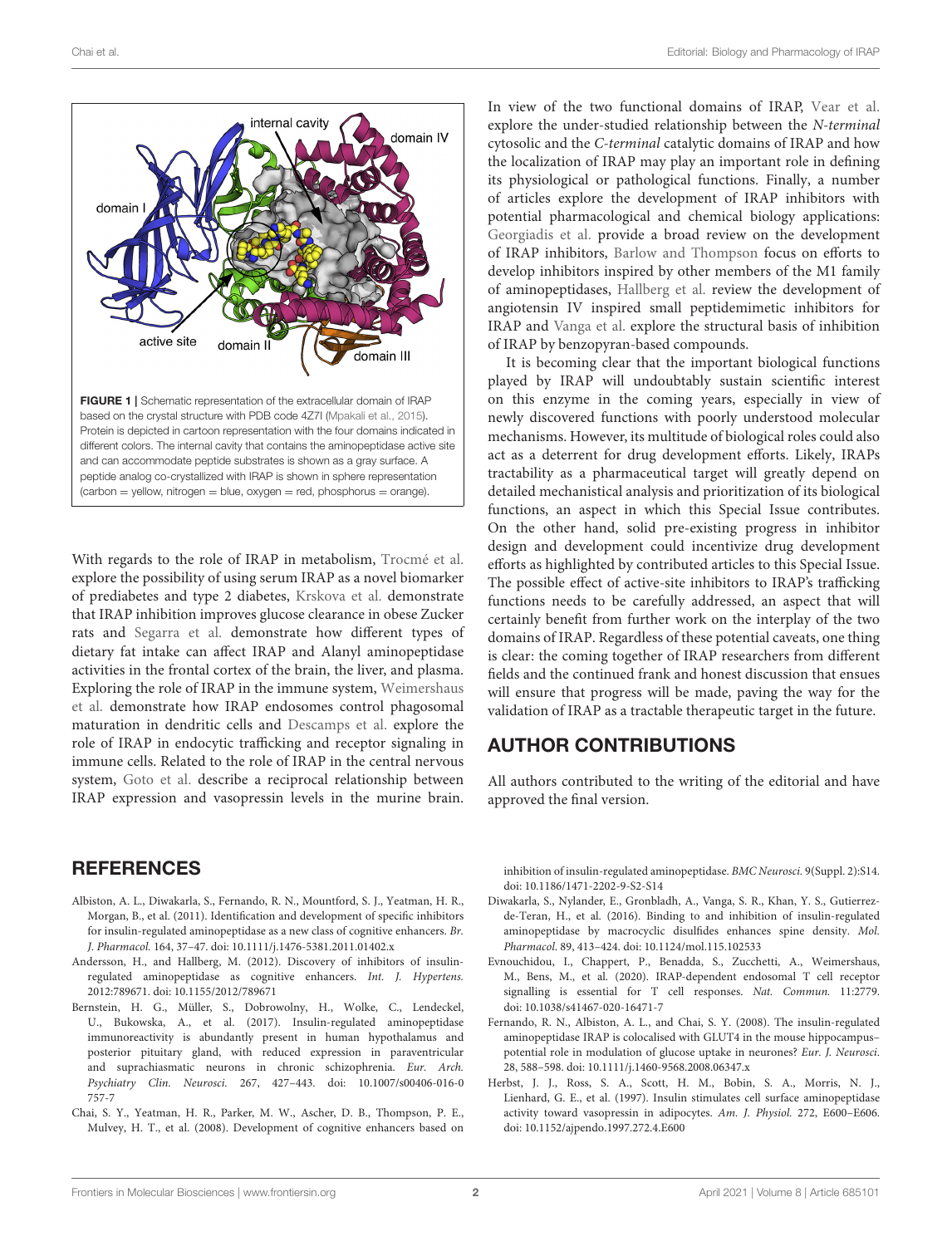FIGURE 1 | Schematic representation of the extracellular domain of IRAP based on the crystal structure with PDB code 4Z7I (Mpakali et al., 2015). Protein is depicted in cartoon representation with the four domains indicated in different colors. The internal cavity that contains the aminopeptidase active site and can accommodate peptide substrates is shown as a gray surface. A peptide analog co-crystallized with IRAP is shown in sphere representation (carbon = yellow, nitrogen = blue, oxygen = red, phosphorus = orange).

With regards to the role of IRAP in metabolism, Trocmé et al. explore the possibility of using serum IRAP as a novel biomarker of prediabetes and type 2 diabetes, Krskova et al. demonstrate that IRAP inhibition improves glucose clearance in obese Zucker rats and Segarra et al. demonstrate how different types of dietary fat intake can affect IRAP and Alanyl aminopeptidase activities in the frontal cortex of the brain, the liver, and plasma. Exploring the role of IRAP in the immune system, Weimershaus et al. demonstrate how IRAP endosomes control phagosomal maturation in dendritic cells and Descamps et al. explore the role of IRAP in endocytic trafficking and receptor signaling in immune cells. Related to the role of IRAP in the central nervous system, Goto et al. describe a reciprocal relationship between IRAP expression and vasopressin levels in the murine brain. In view of the two functional domains of IRAP, Vear et al. explore the under-studied relationship between the *N-terminal* cytosolic and the *C-terminal* catalytic domains of IRAP and how the localization of IRAP may play an important role in defining its physiological or pathological functions. Finally, a number of articles explore the development of IRAP inhibitors with potential pharmacological and chemical biology applications: Georgiadis et al. provide a broad review on the development of IRAP inhibitors, Barlow and Thompson focus on efforts to develop inhibitors inspired by other members of the M1 family of aminopeptidases, Hallberg et al. review the development of angiotensin IV inspired small peptidemimetic inhibitors for IRAP and Vanga et al. explore the structural basis of inhibition of IRAP by benzopyran-based compounds.

It is becoming clear that the important biological functions played by IRAP will undoubtably sustain scientific interest on this enzyme in the coming years, especially in view of newly discovered functions with poorly understood molecular mechanisms. However, its multitude of biological roles could also act as a deterrent for drug development efforts. Likely, IRAPs tractability as a pharmaceutical target will greatly depend on detailed mechanistical analysis and prioritization of its biological functions, an aspect in which this Special Issue contributes. On the other hand, solid pre-existing progress in inhibitor design and development could incentivize drug development efforts as highlighted by contributed articles to this Special Issue. The possible effect of active-site inhibitors to IRAP's trafficking functions needs to be carefully addressed, an aspect that will certainly benefit from further work on the interplay of the two domains of IRAP. Regardless of these potential caveats, one thing is clear: the coming together of IRAP researchers from different fields and the continued frank and honest discussion that ensues will ensure that progress will be made, paving the way for the validation of IRAP as a tractable therapeutic target in the future.

## AUTHOR CONTRIBUTIONS

All authors contributed to the writing of the editorial and have approved the final version.

## REFERENCES

Albiston, A. L., Diwakarla, S., Fernando, R. N., Mountford, S. J., Yeatman, H. R., Morgan, B., et al. (2011). Identification and development of specific inhibitors for insulin-regulated aminopeptidase as a new class of cognitive enhancers. *Br. J. Pharmacol.* 164, 37–47. doi: 10.1111/j.1476-5381.2011.01402.x

Andersson, H., and Hallberg, M. (2012). Discovery of inhibitors of insulin-regulated aminopeptidase as cognitive enhancers. *Int. J. Hypertens.* 2012:789671. doi: 10.1155/2012/789671

Bernstein, H. G., Müller, S., Dobrowolny, H., Wolke, C., Lendeckel, U., Bukowska, A., et al. (2017). Insulin-regulated aminopeptidase immunoreactivity is abundantly present in human hypothalamus and posterior pituitary gland, with reduced expression in paraventricular and suprachiasmatic neurons in chronic schizophrenia. *Eur. Arch. Psychiatry Clin. Neurosci.* 267, 427–443. doi: 10.1007/s00406-016-0757-7

Chai, S. Y., Yeatman, H. R., Parker, M. W., Ascher, D. B., Thompson, P. E., Mulvey, H. T., et al. (2008). Development of cognitive enhancers based on inhibition of insulin-regulated aminopeptidase. *BMC Neurosci.* 9(Suppl. 2):S14. doi: 10.1186/1471-2202-9-S2-S14

Diwakarla, S., Nylander, E., Gronbladh, A., Vanga, S. R., Khan, Y. S., Gutierrez-de-Teran, H., et al. (2016). Binding to and inhibition of insulin-regulated aminopeptidase by macrocyclic disulfides enhances spine density. *Mol. Pharmacol.* 89, 413–424. doi: 10.1124/mol.115.102533

Evnouchidou, I., Chappert, P., Benadda, S., Zucchetti, A., Weimershaus, M., Bens, M., et al. (2020). IRAP-dependent endosomal T cell receptor signalling is essential for T cell responses. *Nat. Commun.* 11:2779. doi: 10.1038/s41467-020-16471-7

Fernando, R. N., Albiston, A. L., and Chai, S. Y. (2008). The insulin-regulated aminopeptidase IRAP is colocalised with GLUT4 in the mouse hippocampus–potential role in modulation of glucose uptake in neurones? *Eur. J. Neurosci.* 28, 588–598. doi: 10.1111/j.1460-9568.2008.06347.x

Herbst, J. J., Ross, S. A., Scott, H. M., Bobin, S. A., Morris, N. J., Lienhard, G. E., et al. (1997). Insulin stimulates cell surface aminopeptidase activity toward vasopressin in adipocytes. *Am. J. Physiol.* 272, E600–E606. doi: 10.1152/ajpendo.1997.272.4.E600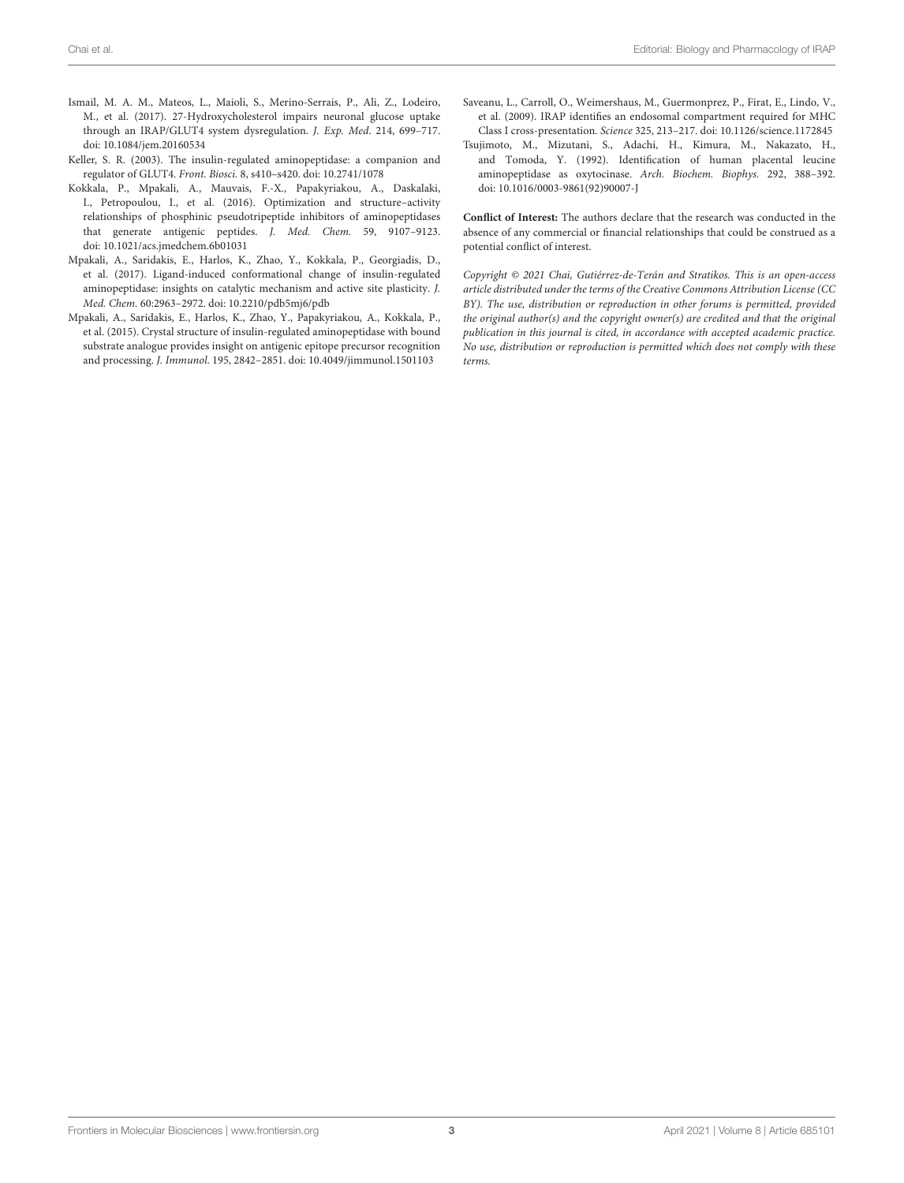Ismail, M. A. M., Mateos, L., Maioli, S., Merino-Serrais, P., Ali, Z., Lodeiro, M., et al. (2017). 27-Hydroxycholesterol impairs neuronal glucose uptake through an IRAP/GLUT4 system dysregulation. *J. Exp. Med*. 214, 699–717. doi: 10.1084/jem.20160534

Keller, S. R. (2003). The insulin-regulated aminopeptidase: a companion and regulator of GLUT4. *Front. Biosci.* 8, s410–s420. doi: 10.2741/1078

Kokkala, P., Mpakali, A., Mauvais, F.-X., Papakyriakou, A., Daskalaki, I., Petropoulou, I., et al. (2016). Optimization and structure–activity relationships of phosphinic pseudotripeptide inhibitors of aminopeptidases that generate antigenic peptides. *J. Med. Chem.* 59, 9107–9123. doi: 10.1021/acs.jmedchem.6b01031

Mpakali, A., Saridakis, E., Harlos, K., Zhao, Y., Kokkala, P., Georgiadis, D., et al. (2017). Ligand-induced conformational change of insulin-regulated aminopeptidase: insights on catalytic mechanism and active site plasticity. *J. Med. Chem*. 60:2963–2972. doi: 10.2210/pdb5mj6/pdb

Mpakali, A., Saridakis, E., Harlos, K., Zhao, Y., Papakyriakou, A., Kokkala, P., et al. (2015). Crystal structure of insulin-regulated aminopeptidase with bound substrate analogue provides insight on antigenic epitope precursor recognition and processing. *J. Immunol*. 195, 2842–2851. doi: 10.4049/jimmunol.1501103

Saveanu, L., Carroll, O., Weimershaus, M., Guermonprez, P., Firat, E., Lindo, V., et al. (2009). IRAP identifies an endosomal compartment required for MHC Class I cross-presentation. *Science* 325, 213–217. doi: 10.1126/science.1172845

Tsujimoto, M., Mizutani, S., Adachi, H., Kimura, M., Nakazato, H., and Tomoda, Y. (1992). Identification of human placental leucine aminopeptidase as oxytocinase. *Arch. Biochem. Biophys.* 292, 388–392. doi: 10.1016/0003-9861(92)90007-J

**Conflict of Interest:** The authors declare that the research was conducted in the absence of any commercial or financial relationships that could be construed as a potential conflict of interest.

*Copyright © 2021 Chai, Gutiérrez-de-Terán and Stratikos. This is an open-access article distributed under the terms of the Creative Commons Attribution License (CC BY). The use, distribution or reproduction in other forums is permitted, provided the original author(s) and the copyright owner(s) are credited and that the original publication in this journal is cited, in accordance with accepted academic practice. No use, distribution or reproduction is permitted which does not comply with these terms.*